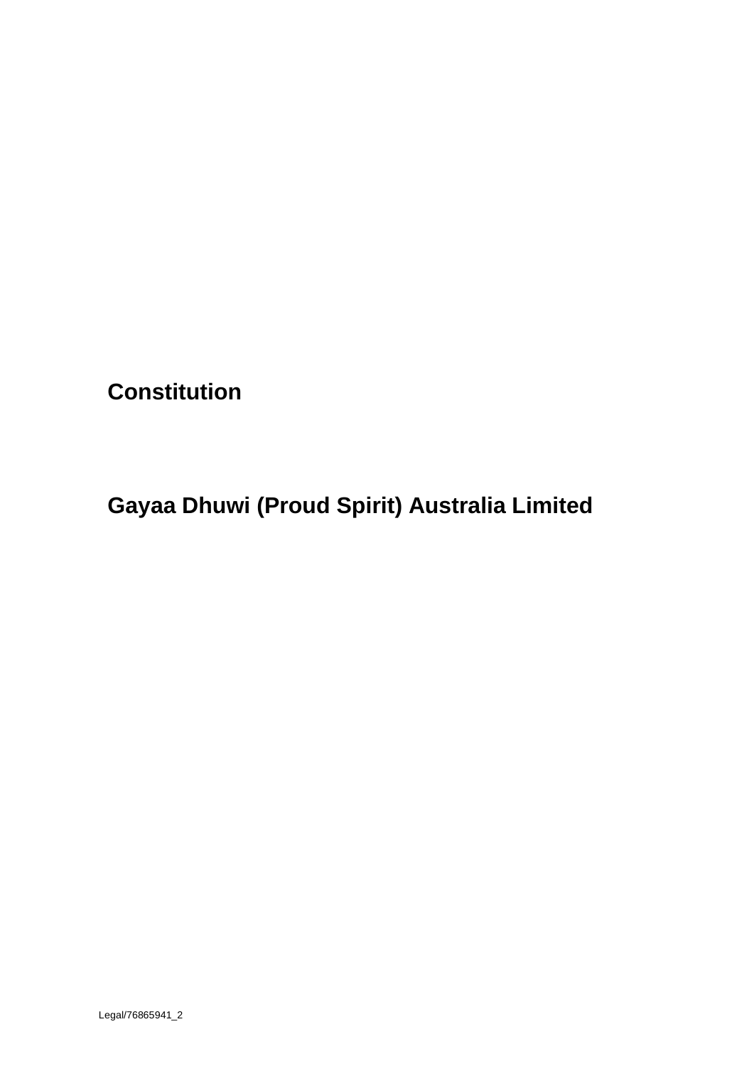# Constitution

# Gayaa Dhuwi (Proud Spirit) Australia Limited

Legal/76865941_2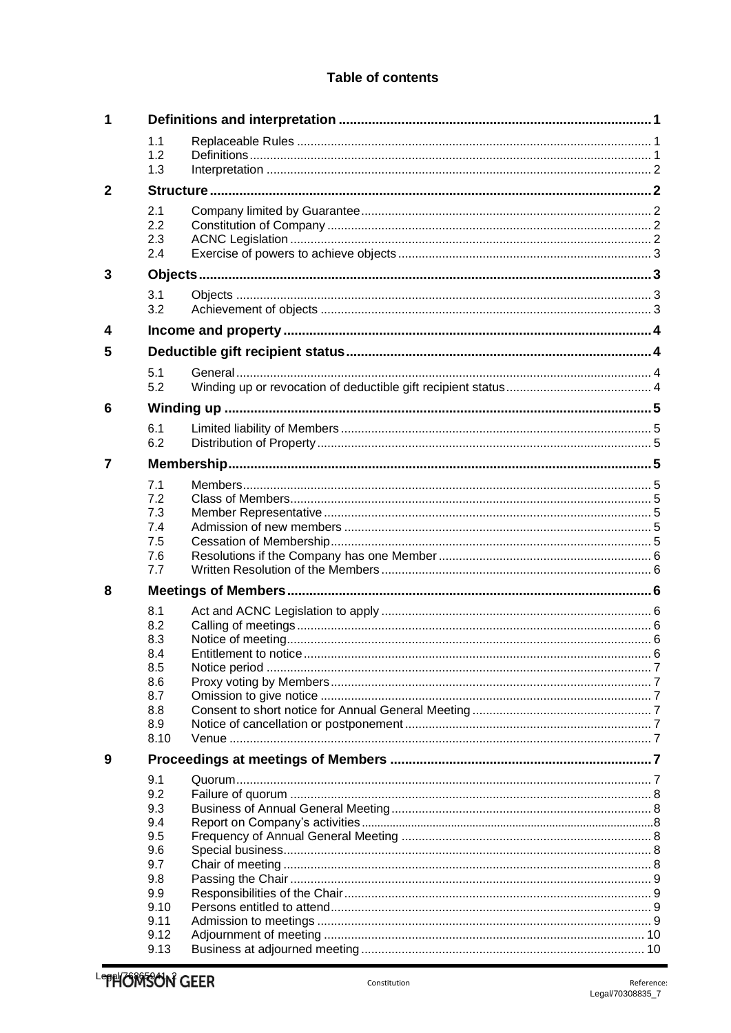# Table of contents

| | | | |
|---|---|---|---|
| **1** | **Definitions and interpretation** | | **1** |
| | 1.1 | Replaceable Rules | 1 |
| | 1.2 | Definitions | 1 |
| | 1.3 | Interpretation | 2 |
| **2** | **Structure** | | **2** |
| | 2.1 | Company limited by Guarantee | 2 |
| | 2.2 | Constitution of Company | 2 |
| | 2.3 | ACNC Legislation | 2 |
| | 2.4 | Exercise of powers to achieve objects | 3 |
| **3** | **Objects** | | **3** |
| | 3.1 | Objects | 3 |
| | 3.2 | Achievement of objects | 3 |
| **4** | **Income and property** | | **4** |
| **5** | **Deductible gift recipient status** | | **4** |
| | 5.1 | General | 4 |
| | 5.2 | Winding up or revocation of deductible gift recipient status | 4 |
| **6** | **Winding up** | | **5** |
| | 6.1 | Limited liability of Members | 5 |
| | 6.2 | Distribution of Property | 5 |
| **7** | **Membership** | | **5** |
| | 7.1 | Members | 5 |
| | 7.2 | Class of Members | 5 |
| | 7.3 | Member Representative | 5 |
| | 7.4 | Admission of new members | 5 |
| | 7.5 | Cessation of Membership | 5 |
| | 7.6 | Resolutions if the Company has one Member | 6 |
| | 7.7 | Written Resolution of the Members | 6 |
| **8** | **Meetings of Members** | | **6** |
| | 8.1 | Act and ACNC Legislation to apply | 6 |
| | 8.2 | Calling of meetings | 6 |
| | 8.3 | Notice of meeting | 6 |
| | 8.4 | Entitlement to notice | 6 |
| | 8.5 | Notice period | 7 |
| | 8.6 | Proxy voting by Members | 7 |
| | 8.7 | Omission to give notice | 7 |
| | 8.8 | Consent to short notice for Annual General Meeting | 7 |
| | 8.9 | Notice of cancellation or postponement | 7 |
| | 8.10 | Venue | 7 |
| **9** | **Proceedings at meetings of Members** | | **7** |
| | 9.1 | Quorum | 7 |
| | 9.2 | Failure of quorum | 8 |
| | 9.3 | Business of Annual General Meeting | 8 |
| | 9.4 | Report on Company's activities | 8 |
| | 9.5 | Frequency of Annual General Meeting | 8 |
| | 9.6 | Special business | 8 |
| | 9.7 | Chair of meeting | 8 |
| | 9.8 | Passing the Chair | 9 |
| | 9.9 | Responsibilities of the Chair | 9 |
| | 9.10 | Persons entitled to attend | 9 |
| | 9.11 | Admission to meetings | 9 |
| | 9.12 | Adjournment of meeting | 10 |
| | 9.13 | Business at adjourned meeting | 10 |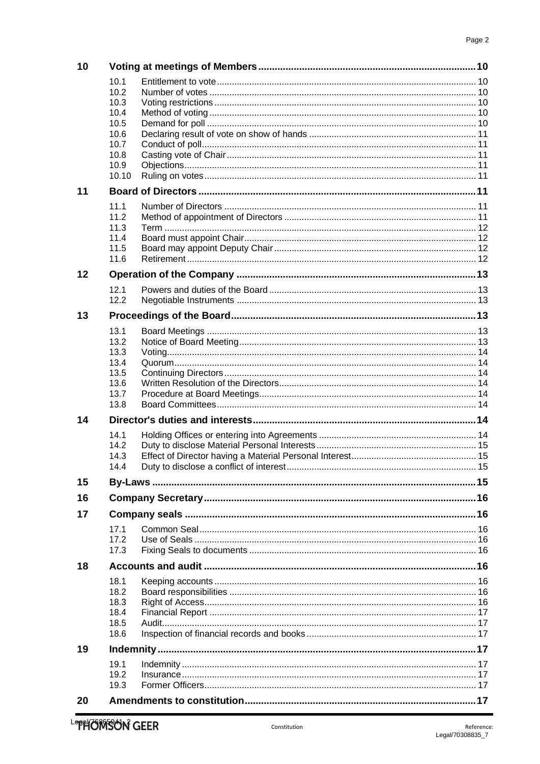| | | | |
|---|---|---|---|
| **10** | **Voting at meetings of Members** | | **10** |
| | 10.1 | Entitlement to vote | 10 |
| | 10.2 | Number of votes | 10 |
| | 10.3 | Voting restrictions | 10 |
| | 10.4 | Method of voting | 10 |
| | 10.5 | Demand for poll | 10 |
| | 10.6 | Declaring result of vote on show of hands | 11 |
| | 10.7 | Conduct of poll | 11 |
| | 10.8 | Casting vote of Chair | 11 |
| | 10.9 | Objections | 11 |
| | 10.10 | Ruling on votes | 11 |
| **11** | **Board of Directors** | | **11** |
| | 11.1 | Number of Directors | 11 |
| | 11.2 | Method of appointment of Directors | 11 |
| | 11.3 | Term | 12 |
| | 11.4 | Board must appoint Chair | 12 |
| | 11.5 | Board may appoint Deputy Chair | 12 |
| | 11.6 | Retirement | 12 |
| **12** | **Operation of the Company** | | **13** |
| | 12.1 | Powers and duties of the Board | 13 |
| | 12.2 | Negotiable Instruments | 13 |
| **13** | **Proceedings of the Board** | | **13** |
| | 13.1 | Board Meetings | 13 |
| | 13.2 | Notice of Board Meeting | 13 |
| | 13.3 | Voting | 14 |
| | 13.4 | Quorum | 14 |
| | 13.5 | Continuing Directors | 14 |
| | 13.6 | Written Resolution of the Directors | 14 |
| | 13.7 | Procedure at Board Meetings | 14 |
| | 13.8 | Board Committees | 14 |
| **14** | **Director's duties and interests** | | **14** |
| | 14.1 | Holding Offices or entering into Agreements | 14 |
| | 14.2 | Duty to disclose Material Personal Interests | 15 |
| | 14.3 | Effect of Director having a Material Personal Interest | 15 |
| | 14.4 | Duty to disclose a conflict of interest | 15 |
| **15** | **By-Laws** | | **15** |
| **16** | **Company Secretary** | | **16** |
| **17** | **Company seals** | | **16** |
| | 17.1 | Common Seal | 16 |
| | 17.2 | Use of Seals | 16 |
| | 17.3 | Fixing Seals to documents | 16 |
| **18** | **Accounts and audit** | | **16** |
| | 18.1 | Keeping accounts | 16 |
| | 18.2 | Board responsibilities | 16 |
| | 18.3 | Right of Access | 16 |
| | 18.4 | Financial Report | 17 |
| | 18.5 | Audit | 17 |
| | 18.6 | Inspection of financial records and books | 17 |
| **19** | **Indemnity** | | **17** |
| | 19.1 | Indemnity | 17 |
| | 19.2 | Insurance | 17 |
| | 19.3 | Former Officers | 17 |
| **20** | **Amendments to constitution** | | **17** |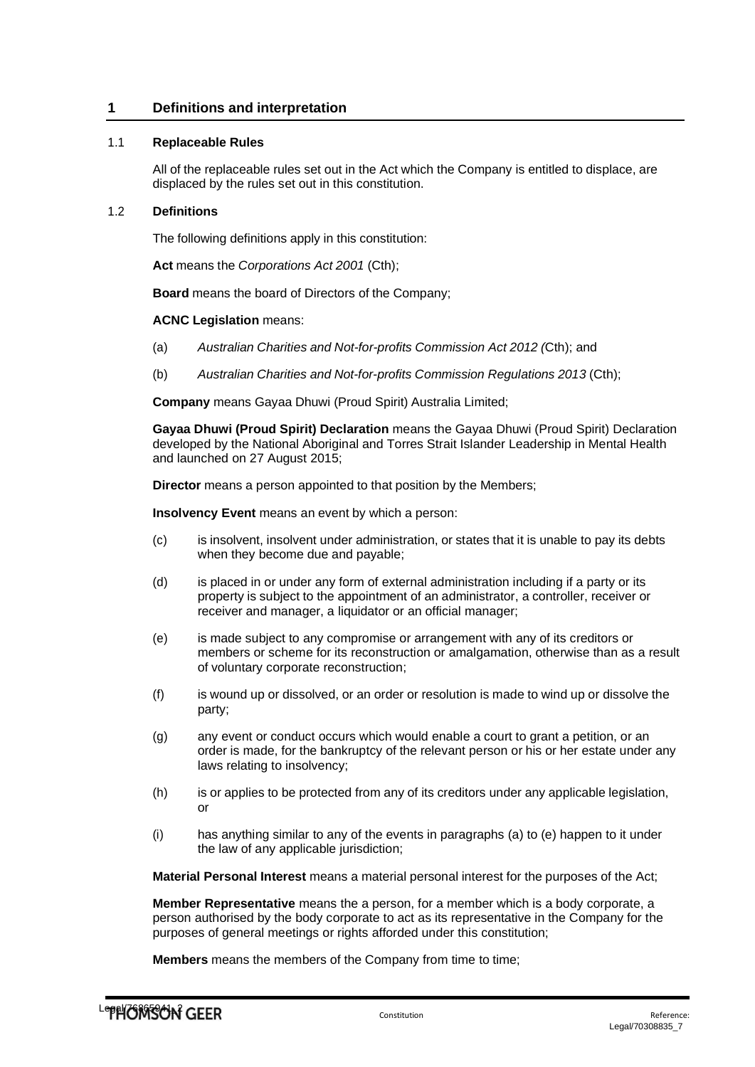## 1 Definitions and interpretation

### 1.1 Replaceable Rules

All of the replaceable rules set out in the Act which the Company is entitled to displace, are displaced by the rules set out in this constitution.

### 1.2 Definitions

The following definitions apply in this constitution:

**Act** means the *Corporations Act 2001* (Cth);

**Board** means the board of Directors of the Company;

**ACNC Legislation** means:

(a) *Australian Charities and Not-for-profits Commission Act 2012 (*Cth); and

(b) *Australian Charities and Not-for-profits Commission Regulations 2013* (Cth);

**Company** means Gayaa Dhuwi (Proud Spirit) Australia Limited;

**Gayaa Dhuwi (Proud Spirit) Declaration** means the Gayaa Dhuwi (Proud Spirit) Declaration developed by the National Aboriginal and Torres Strait Islander Leadership in Mental Health and launched on 27 August 2015;

**Director** means a person appointed to that position by the Members;

**Insolvency Event** means an event by which a person:

(c) is insolvent, insolvent under administration, or states that it is unable to pay its debts when they become due and payable;

(d) is placed in or under any form of external administration including if a party or its property is subject to the appointment of an administrator, a controller, receiver or receiver and manager, a liquidator or an official manager;

(e) is made subject to any compromise or arrangement with any of its creditors or members or scheme for its reconstruction or amalgamation, otherwise than as a result of voluntary corporate reconstruction;

(f) is wound up or dissolved, or an order or resolution is made to wind up or dissolve the party;

(g) any event or conduct occurs which would enable a court to grant a petition, or an order is made, for the bankruptcy of the relevant person or his or her estate under any laws relating to insolvency;

(h) is or applies to be protected from any of its creditors under any applicable legislation, or

(i) has anything similar to any of the events in paragraphs (a) to (e) happen to it under the law of any applicable jurisdiction;

**Material Personal Interest** means a material personal interest for the purposes of the Act;

**Member Representative** means the a person, for a member which is a body corporate, a person authorised by the body corporate to act as its representative in the Company for the purposes of general meetings or rights afforded under this constitution;

**Members** means the members of the Company from time to time;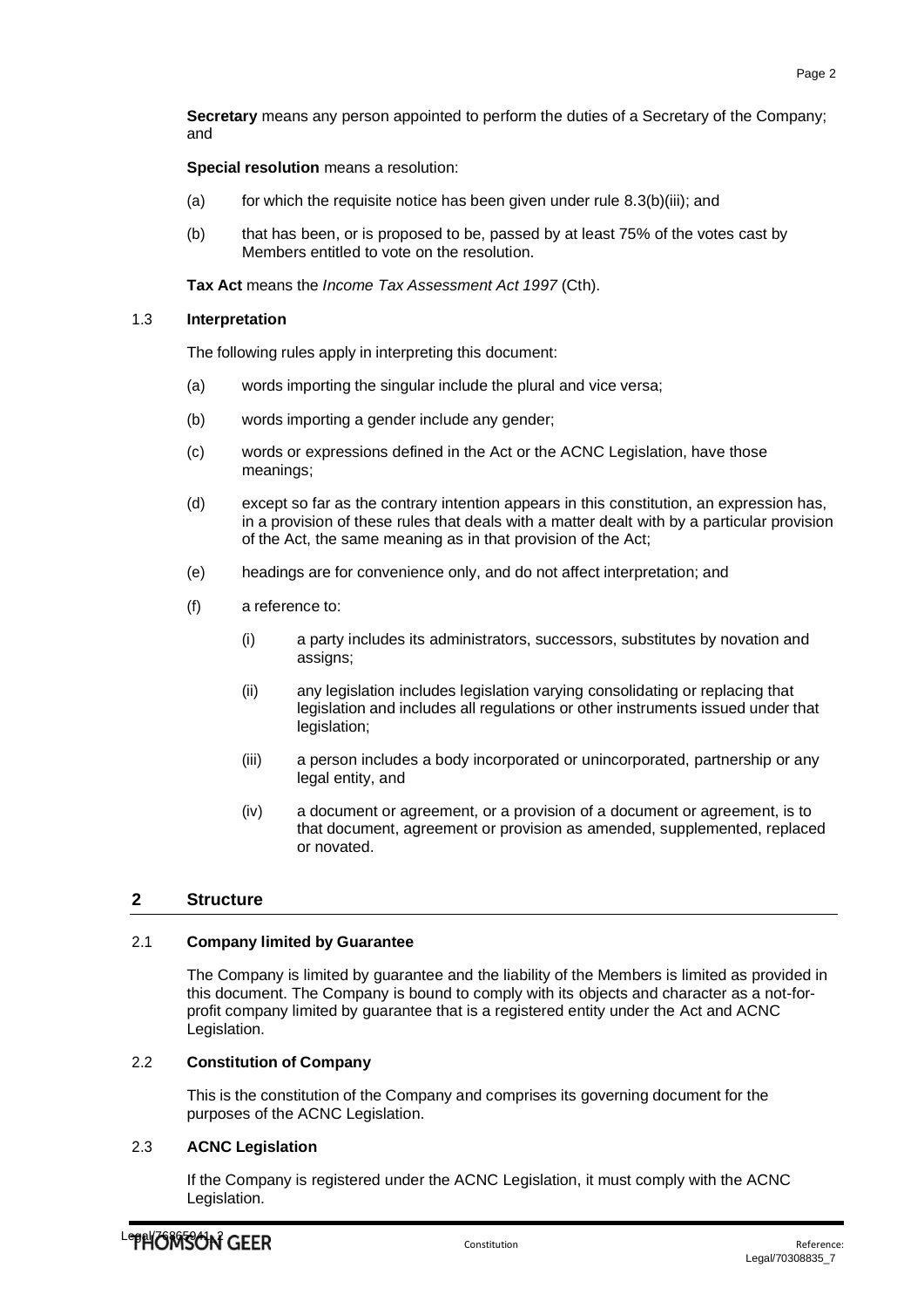**Secretary** means any person appointed to perform the duties of a Secretary of the Company; and

**Special resolution** means a resolution:

(a) for which the requisite notice has been given under rule 8.3(b)(iii); and

(b) that has been, or is proposed to be, passed by at least 75% of the votes cast by Members entitled to vote on the resolution.

**Tax Act** means the *Income Tax Assessment Act 1997* (Cth).

### 1.3 Interpretation

The following rules apply in interpreting this document:

(a) words importing the singular include the plural and vice versa;

(b) words importing a gender include any gender;

(c) words or expressions defined in the Act or the ACNC Legislation, have those meanings;

(d) except so far as the contrary intention appears in this constitution, an expression has, in a provision of these rules that deals with a matter dealt with by a particular provision of the Act, the same meaning as in that provision of the Act;

(e) headings are for convenience only, and do not affect interpretation; and

(f) a reference to:

  (i) a party includes its administrators, successors, substitutes by novation and assigns;

  (ii) any legislation includes legislation varying consolidating or replacing that legislation and includes all regulations or other instruments issued under that legislation;

  (iii) a person includes a body incorporated or unincorporated, partnership or any legal entity, and

  (iv) a document or agreement, or a provision of a document or agreement, is to that document, agreement or provision as amended, supplemented, replaced or novated.

## 2 Structure

### 2.1 Company limited by Guarantee

The Company is limited by guarantee and the liability of the Members is limited as provided in this document. The Company is bound to comply with its objects and character as a not-for-profit company limited by guarantee that is a registered entity under the Act and ACNC Legislation.

### 2.2 Constitution of Company

This is the constitution of the Company and comprises its governing document for the purposes of the ACNC Legislation.

### 2.3 ACNC Legislation

If the Company is registered under the ACNC Legislation, it must comply with the ACNC Legislation.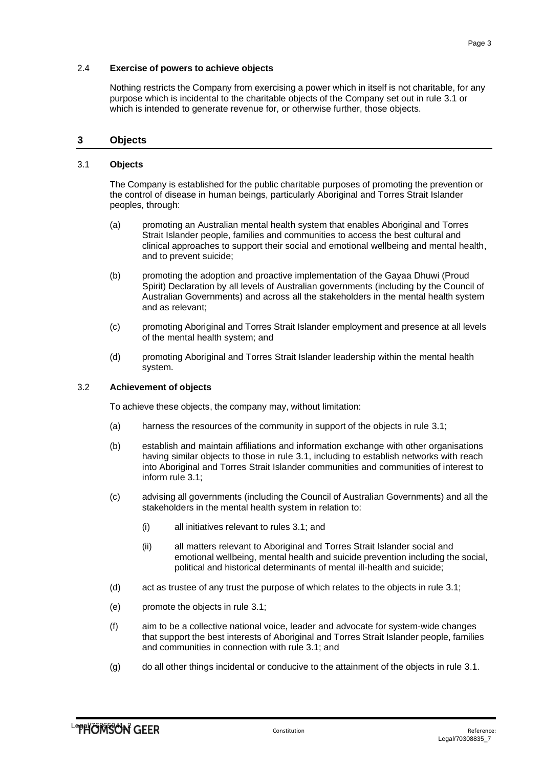2.4 **Exercise of powers to achieve objects**

Nothing restricts the Company from exercising a power which in itself is not charitable, for any purpose which is incidental to the charitable objects of the Company set out in rule 3.1 or which is intended to generate revenue for, or otherwise further, those objects.

## 3 Objects

3.1 **Objects**

The Company is established for the public charitable purposes of promoting the prevention or the control of disease in human beings, particularly Aboriginal and Torres Strait Islander peoples, through:

(a) promoting an Australian mental health system that enables Aboriginal and Torres Strait Islander people, families and communities to access the best cultural and clinical approaches to support their social and emotional wellbeing and mental health, and to prevent suicide;

(b) promoting the adoption and proactive implementation of the Gayaa Dhuwi (Proud Spirit) Declaration by all levels of Australian governments (including by the Council of Australian Governments) and across all the stakeholders in the mental health system and as relevant;

(c) promoting Aboriginal and Torres Strait Islander employment and presence at all levels of the mental health system; and

(d) promoting Aboriginal and Torres Strait Islander leadership within the mental health system.

3.2 **Achievement of objects**

To achieve these objects, the company may, without limitation:

(a) harness the resources of the community in support of the objects in rule 3.1;

(b) establish and maintain affiliations and information exchange with other organisations having similar objects to those in rule 3.1, including to establish networks with reach into Aboriginal and Torres Strait Islander communities and communities of interest to inform rule 3.1;

(c) advising all governments (including the Council of Australian Governments) and all the stakeholders in the mental health system in relation to:

   (i) all initiatives relevant to rules 3.1; and

   (ii) all matters relevant to Aboriginal and Torres Strait Islander social and emotional wellbeing, mental health and suicide prevention including the social, political and historical determinants of mental ill-health and suicide;

(d) act as trustee of any trust the purpose of which relates to the objects in rule 3.1;

(e) promote the objects in rule 3.1;

(f) aim to be a collective national voice, leader and advocate for system-wide changes that support the best interests of Aboriginal and Torres Strait Islander people, families and communities in connection with rule 3.1; and

(g) do all other things incidental or conducive to the attainment of the objects in rule 3.1.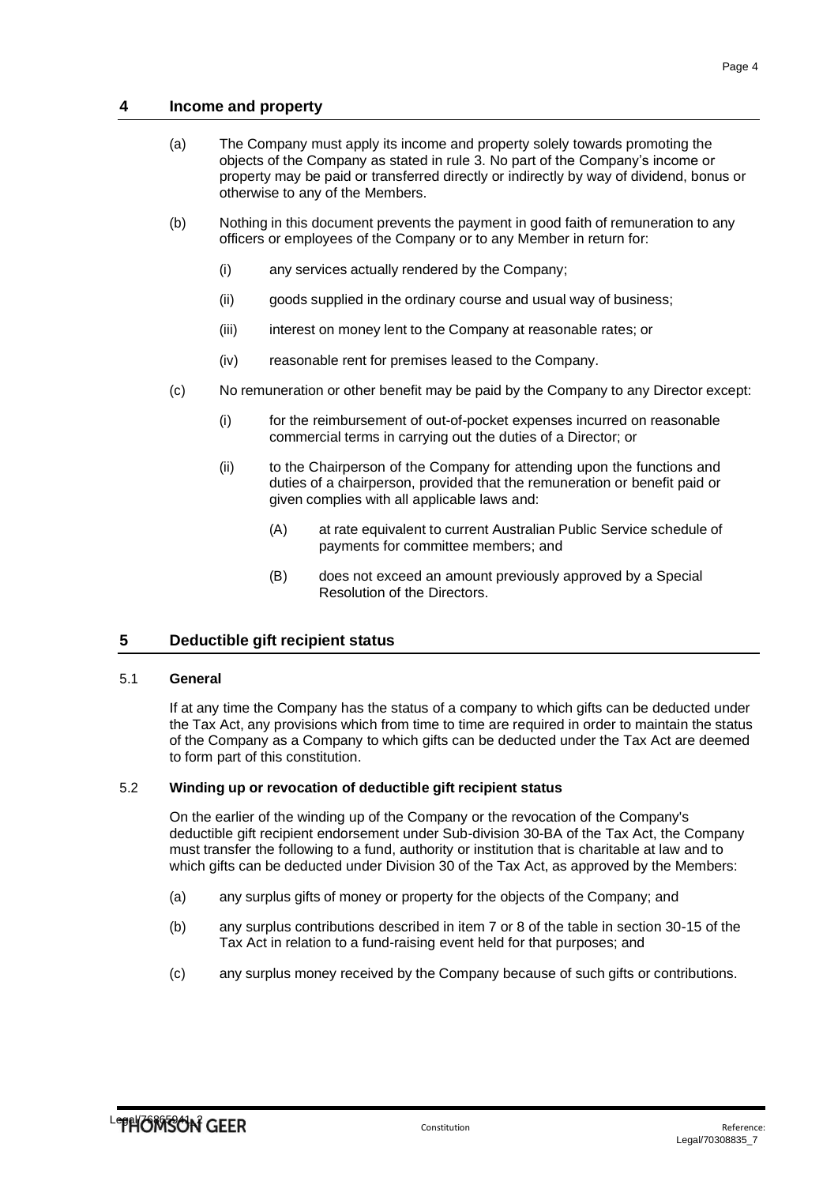## 4 Income and property

(a) The Company must apply its income and property solely towards promoting the objects of the Company as stated in rule 3. No part of the Company's income or property may be paid or transferred directly or indirectly by way of dividend, bonus or otherwise to any of the Members.

(b) Nothing in this document prevents the payment in good faith of remuneration to any officers or employees of the Company or to any Member in return for:

(i) any services actually rendered by the Company;

(ii) goods supplied in the ordinary course and usual way of business;

(iii) interest on money lent to the Company at reasonable rates; or

(iv) reasonable rent for premises leased to the Company.

(c) No remuneration or other benefit may be paid by the Company to any Director except:

(i) for the reimbursement of out-of-pocket expenses incurred on reasonable commercial terms in carrying out the duties of a Director; or

(ii) to the Chairperson of the Company for attending upon the functions and duties of a chairperson, provided that the remuneration or benefit paid or given complies with all applicable laws and:

(A) at rate equivalent to current Australian Public Service schedule of payments for committee members; and

(B) does not exceed an amount previously approved by a Special Resolution of the Directors.

## 5 Deductible gift recipient status

### 5.1 General

If at any time the Company has the status of a company to which gifts can be deducted under the Tax Act, any provisions which from time to time are required in order to maintain the status of the Company as a Company to which gifts can be deducted under the Tax Act are deemed to form part of this constitution.

### 5.2 Winding up or revocation of deductible gift recipient status

On the earlier of the winding up of the Company or the revocation of the Company's deductible gift recipient endorsement under Sub-division 30-BA of the Tax Act, the Company must transfer the following to a fund, authority or institution that is charitable at law and to which gifts can be deducted under Division 30 of the Tax Act, as approved by the Members:

(a) any surplus gifts of money or property for the objects of the Company; and

(b) any surplus contributions described in item 7 or 8 of the table in section 30-15 of the Tax Act in relation to a fund-raising event held for that purposes; and

(c) any surplus money received by the Company because of such gifts or contributions.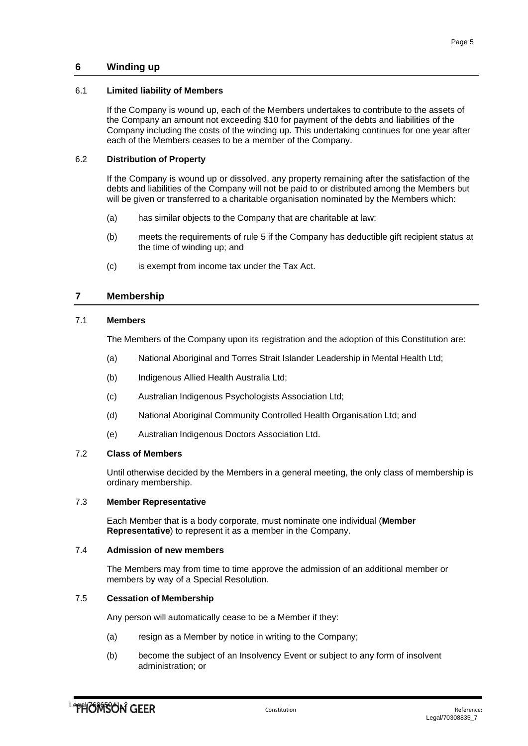## 6 Winding up

### 6.1 Limited liability of Members

If the Company is wound up, each of the Members undertakes to contribute to the assets of the Company an amount not exceeding $10 for payment of the debts and liabilities of the Company including the costs of the winding up. This undertaking continues for one year after each of the Members ceases to be a member of the Company.

### 6.2 Distribution of Property

If the Company is wound up or dissolved, any property remaining after the satisfaction of the debts and liabilities of the Company will not be paid to or distributed among the Members but will be given or transferred to a charitable organisation nominated by the Members which:

(a) has similar objects to the Company that are charitable at law;

(b) meets the requirements of rule 5 if the Company has deductible gift recipient status at the time of winding up; and

(c) is exempt from income tax under the Tax Act.

## 7 Membership

### 7.1 Members

The Members of the Company upon its registration and the adoption of this Constitution are:

(a) National Aboriginal and Torres Strait Islander Leadership in Mental Health Ltd;

(b) Indigenous Allied Health Australia Ltd;

(c) Australian Indigenous Psychologists Association Ltd;

(d) National Aboriginal Community Controlled Health Organisation Ltd; and

(e) Australian Indigenous Doctors Association Ltd.

### 7.2 Class of Members

Until otherwise decided by the Members in a general meeting, the only class of membership is ordinary membership.

### 7.3 Member Representative

Each Member that is a body corporate, must nominate one individual (**Member Representative**) to represent it as a member in the Company.

### 7.4 Admission of new members

The Members may from time to time approve the admission of an additional member or members by way of a Special Resolution.

### 7.5 Cessation of Membership

Any person will automatically cease to be a Member if they:

(a) resign as a Member by notice in writing to the Company;

(b) become the subject of an Insolvency Event or subject to any form of insolvent administration; or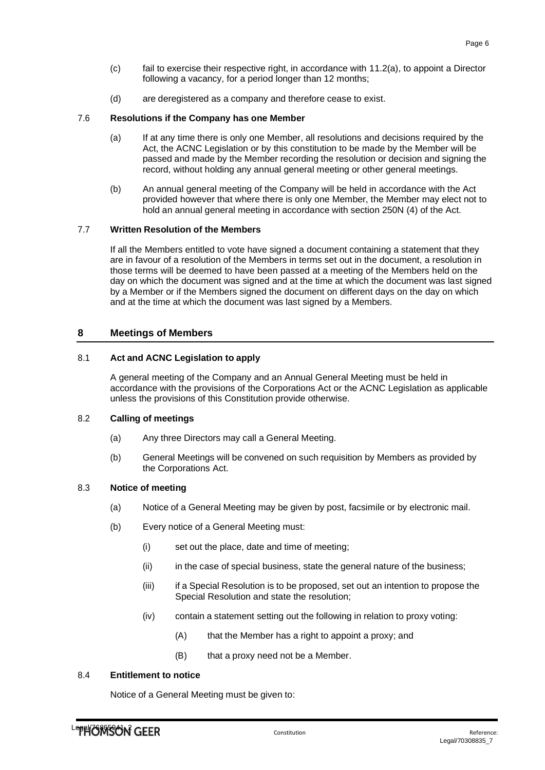(c) fail to exercise their respective right, in accordance with 11.2(a), to appoint a Director following a vacancy, for a period longer than 12 months;

(d) are deregistered as a company and therefore cease to exist.

### 7.6 Resolutions if the Company has one Member

(a) If at any time there is only one Member, all resolutions and decisions required by the Act, the ACNC Legislation or by this constitution to be made by the Member will be passed and made by the Member recording the resolution or decision and signing the record, without holding any annual general meeting or other general meetings.

(b) An annual general meeting of the Company will be held in accordance with the Act provided however that where there is only one Member, the Member may elect not to hold an annual general meeting in accordance with section 250N (4) of the Act.

### 7.7 Written Resolution of the Members

If all the Members entitled to vote have signed a document containing a statement that they are in favour of a resolution of the Members in terms set out in the document, a resolution in those terms will be deemed to have been passed at a meeting of the Members held on the day on which the document was signed and at the time at which the document was last signed by a Member or if the Members signed the document on different days on the day on which and at the time at which the document was last signed by a Members.

## 8 Meetings of Members

### 8.1 Act and ACNC Legislation to apply

A general meeting of the Company and an Annual General Meeting must be held in accordance with the provisions of the Corporations Act or the ACNC Legislation as applicable unless the provisions of this Constitution provide otherwise.

### 8.2 Calling of meetings

(a) Any three Directors may call a General Meeting.

(b) General Meetings will be convened on such requisition by Members as provided by the Corporations Act.

### 8.3 Notice of meeting

(a) Notice of a General Meeting may be given by post, facsimile or by electronic mail.

(b) Every notice of a General Meeting must:

  (i) set out the place, date and time of meeting;

  (ii) in the case of special business, state the general nature of the business;

  (iii) if a Special Resolution is to be proposed, set out an intention to propose the Special Resolution and state the resolution;

  (iv) contain a statement setting out the following in relation to proxy voting:

    (A) that the Member has a right to appoint a proxy; and

    (B) that a proxy need not be a Member.

### 8.4 Entitlement to notice

Notice of a General Meeting must be given to: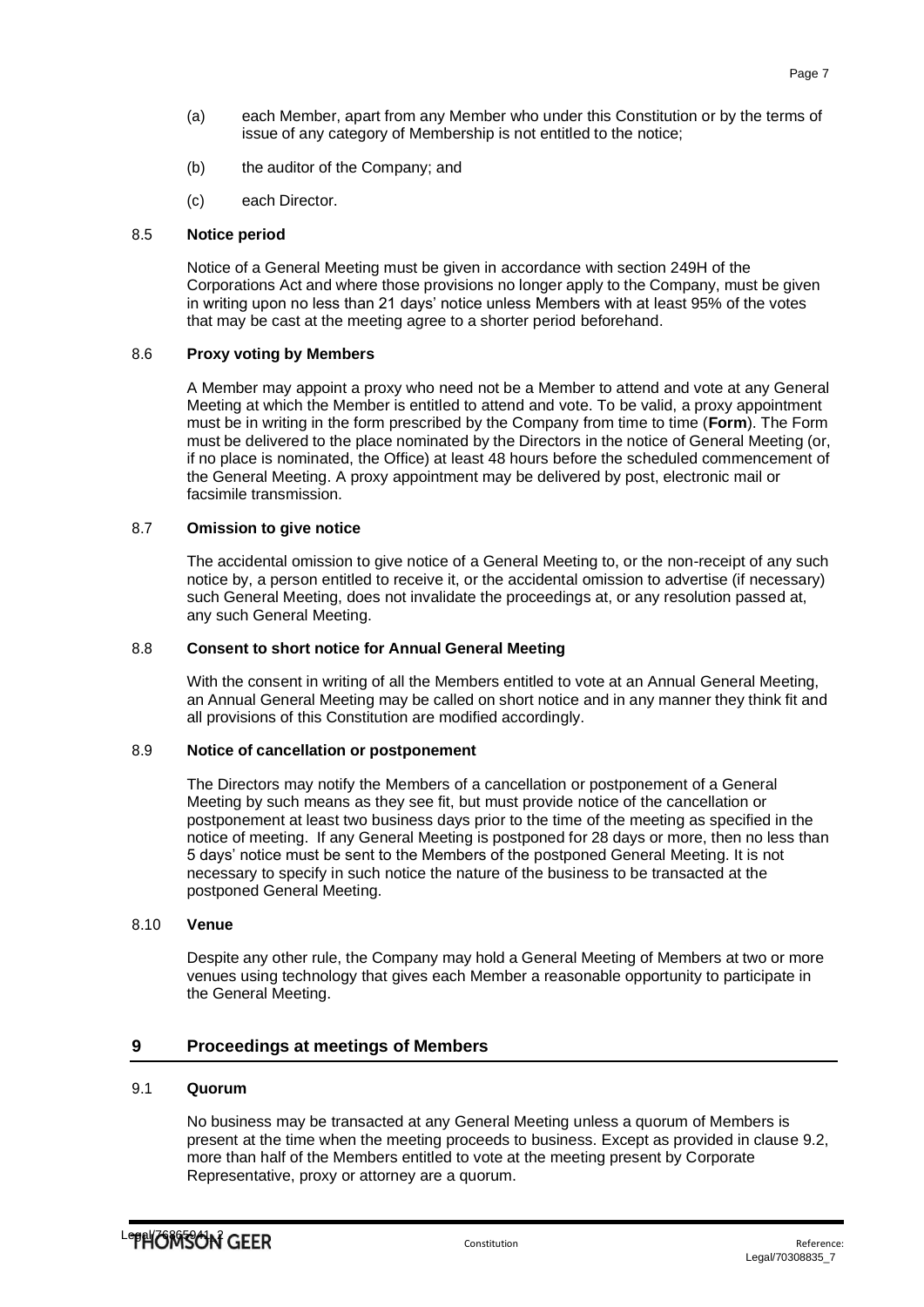(a) each Member, apart from any Member who under this Constitution or by the terms of issue of any category of Membership is not entitled to the notice;

(b) the auditor of the Company; and

(c) each Director.

### 8.5 Notice period

Notice of a General Meeting must be given in accordance with section 249H of the Corporations Act and where those provisions no longer apply to the Company, must be given in writing upon no less than 21 days' notice unless Members with at least 95% of the votes that may be cast at the meeting agree to a shorter period beforehand.

### 8.6 Proxy voting by Members

A Member may appoint a proxy who need not be a Member to attend and vote at any General Meeting at which the Member is entitled to attend and vote. To be valid, a proxy appointment must be in writing in the form prescribed by the Company from time to time (**Form**). The Form must be delivered to the place nominated by the Directors in the notice of General Meeting (or, if no place is nominated, the Office) at least 48 hours before the scheduled commencement of the General Meeting. A proxy appointment may be delivered by post, electronic mail or facsimile transmission.

### 8.7 Omission to give notice

The accidental omission to give notice of a General Meeting to, or the non-receipt of any such notice by, a person entitled to receive it, or the accidental omission to advertise (if necessary) such General Meeting, does not invalidate the proceedings at, or any resolution passed at, any such General Meeting.

### 8.8 Consent to short notice for Annual General Meeting

With the consent in writing of all the Members entitled to vote at an Annual General Meeting, an Annual General Meeting may be called on short notice and in any manner they think fit and all provisions of this Constitution are modified accordingly.

### 8.9 Notice of cancellation or postponement

The Directors may notify the Members of a cancellation or postponement of a General Meeting by such means as they see fit, but must provide notice of the cancellation or postponement at least two business days prior to the time of the meeting as specified in the notice of meeting. If any General Meeting is postponed for 28 days or more, then no less than 5 days' notice must be sent to the Members of the postponed General Meeting. It is not necessary to specify in such notice the nature of the business to be transacted at the postponed General Meeting.

### 8.10 Venue

Despite any other rule, the Company may hold a General Meeting of Members at two or more venues using technology that gives each Member a reasonable opportunity to participate in the General Meeting.

## 9 Proceedings at meetings of Members

### 9.1 Quorum

No business may be transacted at any General Meeting unless a quorum of Members is present at the time when the meeting proceeds to business. Except as provided in clause 9.2, more than half of the Members entitled to vote at the meeting present by Corporate Representative, proxy or attorney are a quorum.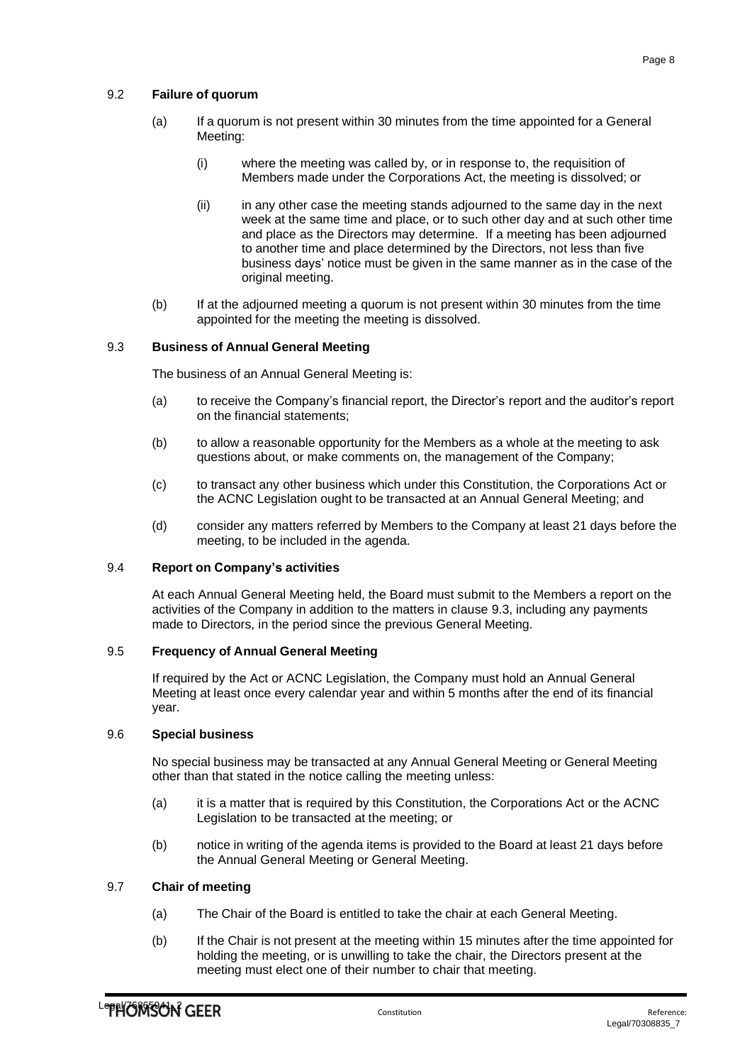### 9.2 **Failure of quorum**

(a) If a quorum is not present within 30 minutes from the time appointed for a General Meeting:

(i) where the meeting was called by, or in response to, the requisition of Members made under the Corporations Act, the meeting is dissolved; or

(ii) in any other case the meeting stands adjourned to the same day in the next week at the same time and place, or to such other day and at such other time and place as the Directors may determine. If a meeting has been adjourned to another time and place determined by the Directors, not less than five business days' notice must be given in the same manner as in the case of the original meeting.

(b) If at the adjourned meeting a quorum is not present within 30 minutes from the time appointed for the meeting the meeting is dissolved.

### 9.3 **Business of Annual General Meeting**

The business of an Annual General Meeting is:

(a) to receive the Company's financial report, the Director's report and the auditor's report on the financial statements;

(b) to allow a reasonable opportunity for the Members as a whole at the meeting to ask questions about, or make comments on, the management of the Company;

(c) to transact any other business which under this Constitution, the Corporations Act or the ACNC Legislation ought to be transacted at an Annual General Meeting; and

(d) consider any matters referred by Members to the Company at least 21 days before the meeting, to be included in the agenda.

### 9.4 **Report on Company's activities**

At each Annual General Meeting held, the Board must submit to the Members a report on the activities of the Company in addition to the matters in clause 9.3, including any payments made to Directors, in the period since the previous General Meeting.

### 9.5 **Frequency of Annual General Meeting**

If required by the Act or ACNC Legislation, the Company must hold an Annual General Meeting at least once every calendar year and within 5 months after the end of its financial year.

### 9.6 **Special business**

No special business may be transacted at any Annual General Meeting or General Meeting other than that stated in the notice calling the meeting unless:

(a) it is a matter that is required by this Constitution, the Corporations Act or the ACNC Legislation to be transacted at the meeting; or

(b) notice in writing of the agenda items is provided to the Board at least 21 days before the Annual General Meeting or General Meeting.

### 9.7 **Chair of meeting**

(a) The Chair of the Board is entitled to take the chair at each General Meeting.

(b) If the Chair is not present at the meeting within 15 minutes after the time appointed for holding the meeting, or is unwilling to take the chair, the Directors present at the meeting must elect one of their number to chair that meeting.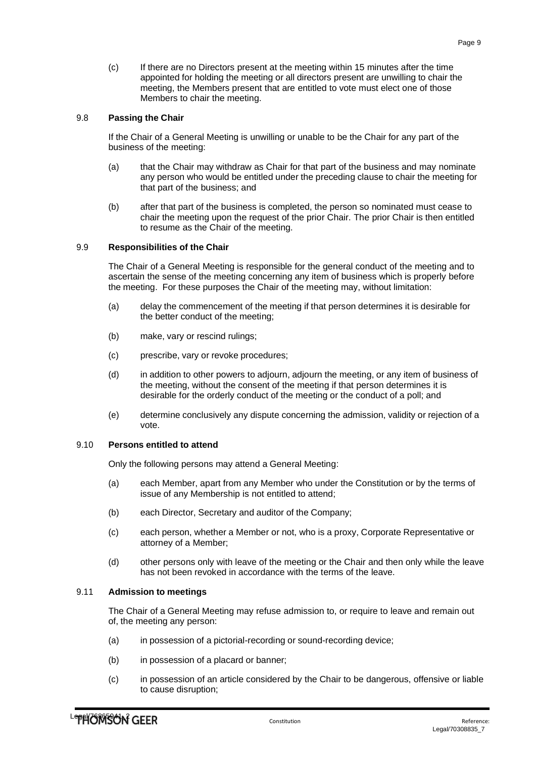(c) If there are no Directors present at the meeting within 15 minutes after the time appointed for holding the meeting or all directors present are unwilling to chair the meeting, the Members present that are entitled to vote must elect one of those Members to chair the meeting.

### 9.8 Passing the Chair

If the Chair of a General Meeting is unwilling or unable to be the Chair for any part of the business of the meeting:

(a) that the Chair may withdraw as Chair for that part of the business and may nominate any person who would be entitled under the preceding clause to chair the meeting for that part of the business; and

(b) after that part of the business is completed, the person so nominated must cease to chair the meeting upon the request of the prior Chair. The prior Chair is then entitled to resume as the Chair of the meeting.

### 9.9 Responsibilities of the Chair

The Chair of a General Meeting is responsible for the general conduct of the meeting and to ascertain the sense of the meeting concerning any item of business which is properly before the meeting. For these purposes the Chair of the meeting may, without limitation:

(a) delay the commencement of the meeting if that person determines it is desirable for the better conduct of the meeting;

(b) make, vary or rescind rulings;

(c) prescribe, vary or revoke procedures;

(d) in addition to other powers to adjourn, adjourn the meeting, or any item of business of the meeting, without the consent of the meeting if that person determines it is desirable for the orderly conduct of the meeting or the conduct of a poll; and

(e) determine conclusively any dispute concerning the admission, validity or rejection of a vote.

### 9.10 Persons entitled to attend

Only the following persons may attend a General Meeting:

(a) each Member, apart from any Member who under the Constitution or by the terms of issue of any Membership is not entitled to attend;

(b) each Director, Secretary and auditor of the Company;

(c) each person, whether a Member or not, who is a proxy, Corporate Representative or attorney of a Member;

(d) other persons only with leave of the meeting or the Chair and then only while the leave has not been revoked in accordance with the terms of the leave.

### 9.11 Admission to meetings

The Chair of a General Meeting may refuse admission to, or require to leave and remain out of, the meeting any person:

(a) in possession of a pictorial-recording or sound-recording device;

(b) in possession of a placard or banner;

(c) in possession of an article considered by the Chair to be dangerous, offensive or liable to cause disruption;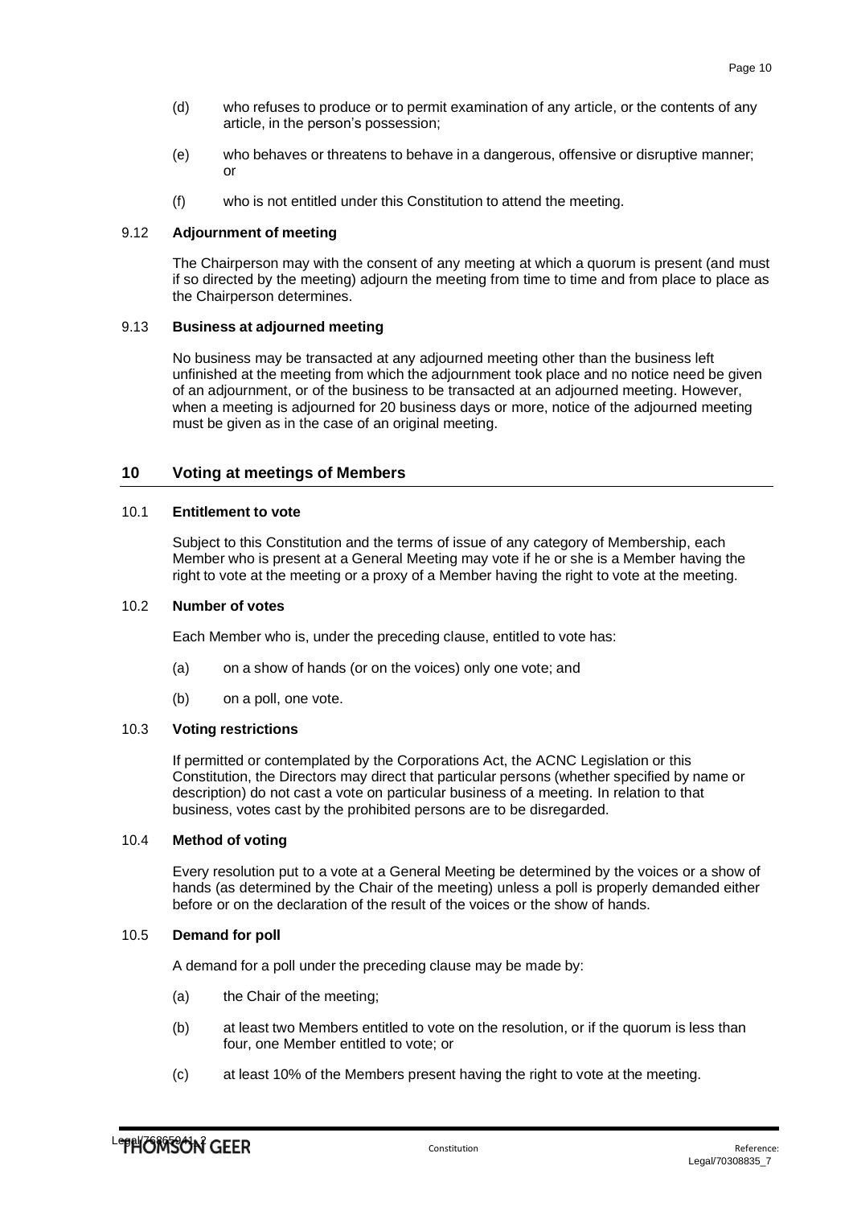(d) who refuses to produce or to permit examination of any article, or the contents of any article, in the person's possession;

(e) who behaves or threatens to behave in a dangerous, offensive or disruptive manner; or

(f) who is not entitled under this Constitution to attend the meeting.

### 9.12 Adjournment of meeting

The Chairperson may with the consent of any meeting at which a quorum is present (and must if so directed by the meeting) adjourn the meeting from time to time and from place to place as the Chairperson determines.

### 9.13 Business at adjourned meeting

No business may be transacted at any adjourned meeting other than the business left unfinished at the meeting from which the adjournment took place and no notice need be given of an adjournment, or of the business to be transacted at an adjourned meeting. However, when a meeting is adjourned for 20 business days or more, notice of the adjourned meeting must be given as in the case of an original meeting.

## 10 Voting at meetings of Members

### 10.1 Entitlement to vote

Subject to this Constitution and the terms of issue of any category of Membership, each Member who is present at a General Meeting may vote if he or she is a Member having the right to vote at the meeting or a proxy of a Member having the right to vote at the meeting.

### 10.2 Number of votes

Each Member who is, under the preceding clause, entitled to vote has:

(a) on a show of hands (or on the voices) only one vote; and

(b) on a poll, one vote.

### 10.3 Voting restrictions

If permitted or contemplated by the Corporations Act, the ACNC Legislation or this Constitution, the Directors may direct that particular persons (whether specified by name or description) do not cast a vote on particular business of a meeting. In relation to that business, votes cast by the prohibited persons are to be disregarded.

### 10.4 Method of voting

Every resolution put to a vote at a General Meeting be determined by the voices or a show of hands (as determined by the Chair of the meeting) unless a poll is properly demanded either before or on the declaration of the result of the voices or the show of hands.

### 10.5 Demand for poll

A demand for a poll under the preceding clause may be made by:

(a) the Chair of the meeting;

(b) at least two Members entitled to vote on the resolution, or if the quorum is less than four, one Member entitled to vote; or

(c) at least 10% of the Members present having the right to vote at the meeting.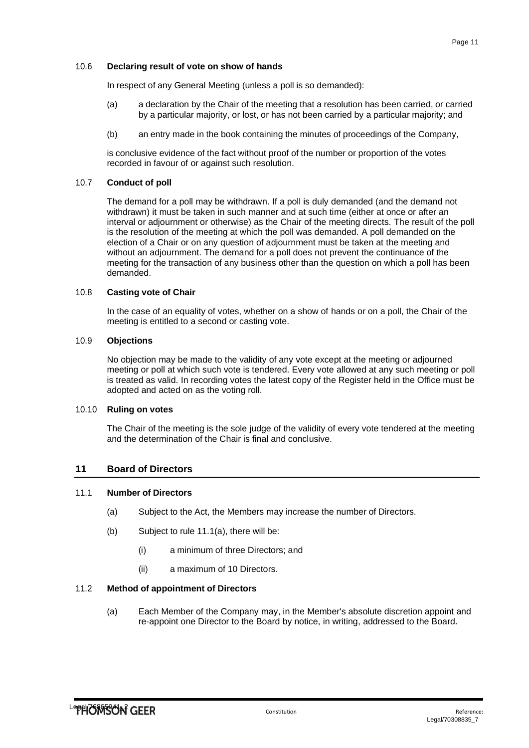### 10.6 **Declaring result of vote on show of hands**

In respect of any General Meeting (unless a poll is so demanded):

(a) a declaration by the Chair of the meeting that a resolution has been carried, or carried by a particular majority, or lost, or has not been carried by a particular majority; and

(b) an entry made in the book containing the minutes of proceedings of the Company,

is conclusive evidence of the fact without proof of the number or proportion of the votes recorded in favour of or against such resolution.

### 10.7 **Conduct of poll**

The demand for a poll may be withdrawn. If a poll is duly demanded (and the demand not withdrawn) it must be taken in such manner and at such time (either at once or after an interval or adjournment or otherwise) as the Chair of the meeting directs. The result of the poll is the resolution of the meeting at which the poll was demanded. A poll demanded on the election of a Chair or on any question of adjournment must be taken at the meeting and without an adjournment. The demand for a poll does not prevent the continuance of the meeting for the transaction of any business other than the question on which a poll has been demanded.

### 10.8 **Casting vote of Chair**

In the case of an equality of votes, whether on a show of hands or on a poll, the Chair of the meeting is entitled to a second or casting vote.

### 10.9 **Objections**

No objection may be made to the validity of any vote except at the meeting or adjourned meeting or poll at which such vote is tendered. Every vote allowed at any such meeting or poll is treated as valid. In recording votes the latest copy of the Register held in the Office must be adopted and acted on as the voting roll.

### 10.10 **Ruling on votes**

The Chair of the meeting is the sole judge of the validity of every vote tendered at the meeting and the determination of the Chair is final and conclusive.

## 11 Board of Directors

### 11.1 **Number of Directors**

(a) Subject to the Act, the Members may increase the number of Directors.

(b) Subject to rule 11.1(a), there will be:

(i) a minimum of three Directors; and

(ii) a maximum of 10 Directors.

### 11.2 **Method of appointment of Directors**

(a) Each Member of the Company may, in the Member's absolute discretion appoint and re-appoint one Director to the Board by notice, in writing, addressed to the Board.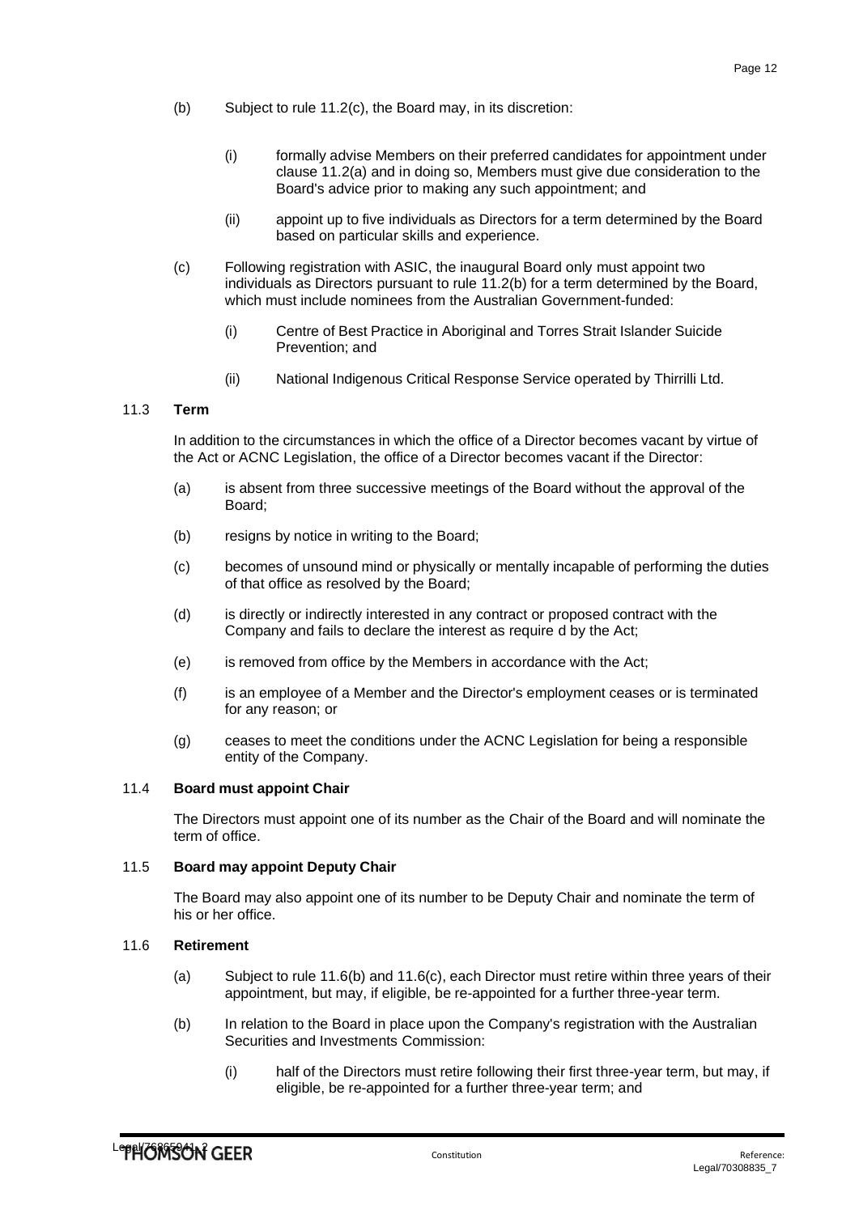(b) Subject to rule 11.2(c), the Board may, in its discretion:

(i) formally advise Members on their preferred candidates for appointment under clause 11.2(a) and in doing so, Members must give due consideration to the Board's advice prior to making any such appointment; and

(ii) appoint up to five individuals as Directors for a term determined by the Board based on particular skills and experience.

(c) Following registration with ASIC, the inaugural Board only must appoint two individuals as Directors pursuant to rule 11.2(b) for a term determined by the Board, which must include nominees from the Australian Government-funded:

(i) Centre of Best Practice in Aboriginal and Torres Strait Islander Suicide Prevention; and

(ii) National Indigenous Critical Response Service operated by Thirrilli Ltd.

### 11.3 Term

In addition to the circumstances in which the office of a Director becomes vacant by virtue of the Act or ACNC Legislation, the office of a Director becomes vacant if the Director:

(a) is absent from three successive meetings of the Board without the approval of the Board;

(b) resigns by notice in writing to the Board;

(c) becomes of unsound mind or physically or mentally incapable of performing the duties of that office as resolved by the Board;

(d) is directly or indirectly interested in any contract or proposed contract with the Company and fails to declare the interest as require d by the Act;

(e) is removed from office by the Members in accordance with the Act;

(f) is an employee of a Member and the Director's employment ceases or is terminated for any reason; or

(g) ceases to meet the conditions under the ACNC Legislation for being a responsible entity of the Company.

### 11.4 Board must appoint Chair

The Directors must appoint one of its number as the Chair of the Board and will nominate the term of office.

### 11.5 Board may appoint Deputy Chair

The Board may also appoint one of its number to be Deputy Chair and nominate the term of his or her office.

### 11.6 Retirement

(a) Subject to rule 11.6(b) and 11.6(c), each Director must retire within three years of their appointment, but may, if eligible, be re-appointed for a further three-year term.

(b) In relation to the Board in place upon the Company's registration with the Australian Securities and Investments Commission:

(i) half of the Directors must retire following their first three-year term, but may, if eligible, be re-appointed for a further three-year term; and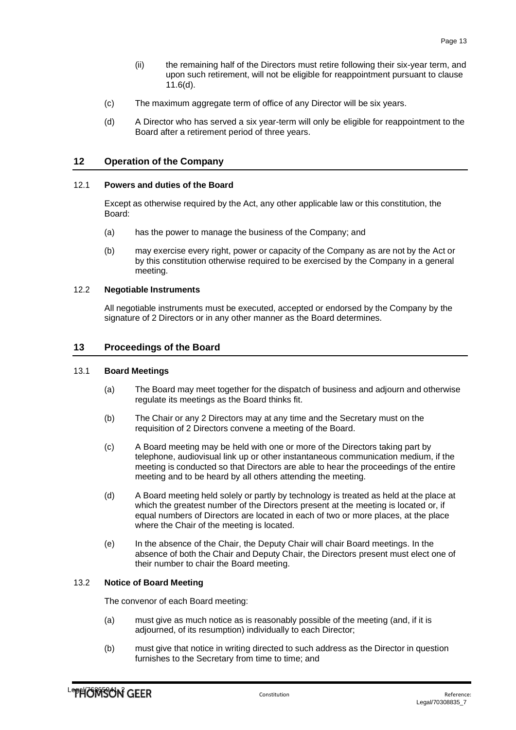(ii) the remaining half of the Directors must retire following their six-year term, and upon such retirement, will not be eligible for reappointment pursuant to clause 11.6(d).

(c) The maximum aggregate term of office of any Director will be six years.

(d) A Director who has served a six year-term will only be eligible for reappointment to the Board after a retirement period of three years.

## 12 Operation of the Company

### 12.1 Powers and duties of the Board

Except as otherwise required by the Act, any other applicable law or this constitution, the Board:

(a) has the power to manage the business of the Company; and

(b) may exercise every right, power or capacity of the Company as are not by the Act or by this constitution otherwise required to be exercised by the Company in a general meeting.

### 12.2 Negotiable Instruments

All negotiable instruments must be executed, accepted or endorsed by the Company by the signature of 2 Directors or in any other manner as the Board determines.

## 13 Proceedings of the Board

### 13.1 Board Meetings

(a) The Board may meet together for the dispatch of business and adjourn and otherwise regulate its meetings as the Board thinks fit.

(b) The Chair or any 2 Directors may at any time and the Secretary must on the requisition of 2 Directors convene a meeting of the Board.

(c) A Board meeting may be held with one or more of the Directors taking part by telephone, audiovisual link up or other instantaneous communication medium, if the meeting is conducted so that Directors are able to hear the proceedings of the entire meeting and to be heard by all others attending the meeting.

(d) A Board meeting held solely or partly by technology is treated as held at the place at which the greatest number of the Directors present at the meeting is located or, if equal numbers of Directors are located in each of two or more places, at the place where the Chair of the meeting is located.

(e) In the absence of the Chair, the Deputy Chair will chair Board meetings. In the absence of both the Chair and Deputy Chair, the Directors present must elect one of their number to chair the Board meeting.

### 13.2 Notice of Board Meeting

The convenor of each Board meeting:

(a) must give as much notice as is reasonably possible of the meeting (and, if it is adjourned, of its resumption) individually to each Director;

(b) must give that notice in writing directed to such address as the Director in question furnishes to the Secretary from time to time; and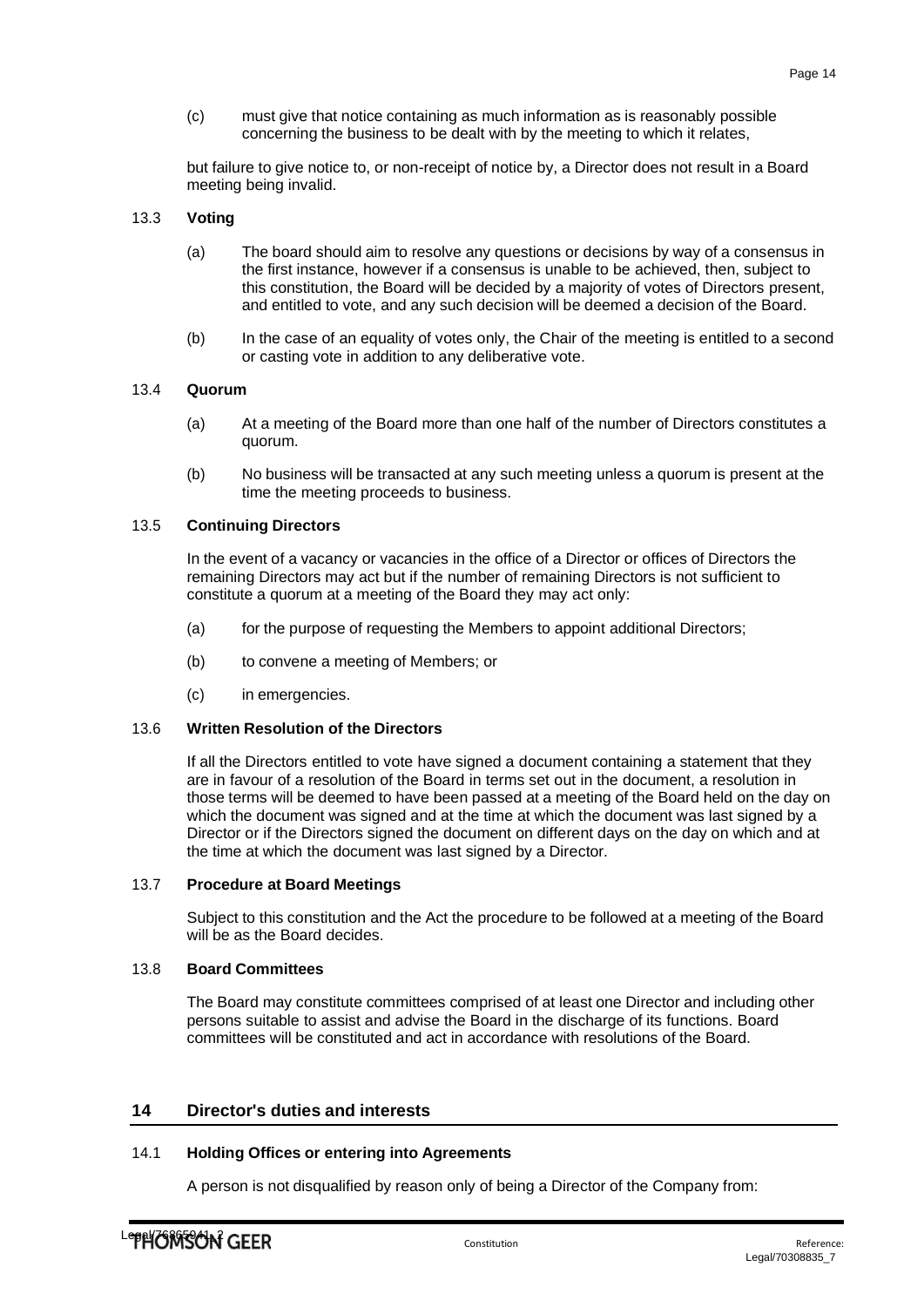(c) must give that notice containing as much information as is reasonably possible concerning the business to be dealt with by the meeting to which it relates,

but failure to give notice to, or non-receipt of notice by, a Director does not result in a Board meeting being invalid.

### 13.3 Voting

(a) The board should aim to resolve any questions or decisions by way of a consensus in the first instance, however if a consensus is unable to be achieved, then, subject to this constitution, the Board will be decided by a majority of votes of Directors present, and entitled to vote, and any such decision will be deemed a decision of the Board.

(b) In the case of an equality of votes only, the Chair of the meeting is entitled to a second or casting vote in addition to any deliberative vote.

### 13.4 Quorum

(a) At a meeting of the Board more than one half of the number of Directors constitutes a quorum.

(b) No business will be transacted at any such meeting unless a quorum is present at the time the meeting proceeds to business.

### 13.5 Continuing Directors

In the event of a vacancy or vacancies in the office of a Director or offices of Directors the remaining Directors may act but if the number of remaining Directors is not sufficient to constitute a quorum at a meeting of the Board they may act only:

(a) for the purpose of requesting the Members to appoint additional Directors;

(b) to convene a meeting of Members; or

(c) in emergencies.

### 13.6 Written Resolution of the Directors

If all the Directors entitled to vote have signed a document containing a statement that they are in favour of a resolution of the Board in terms set out in the document, a resolution in those terms will be deemed to have been passed at a meeting of the Board held on the day on which the document was signed and at the time at which the document was last signed by a Director or if the Directors signed the document on different days on the day on which and at the time at which the document was last signed by a Director.

### 13.7 Procedure at Board Meetings

Subject to this constitution and the Act the procedure to be followed at a meeting of the Board will be as the Board decides.

### 13.8 Board Committees

The Board may constitute committees comprised of at least one Director and including other persons suitable to assist and advise the Board in the discharge of its functions. Board committees will be constituted and act in accordance with resolutions of the Board.

## 14 Director's duties and interests

### 14.1 Holding Offices or entering into Agreements

A person is not disqualified by reason only of being a Director of the Company from: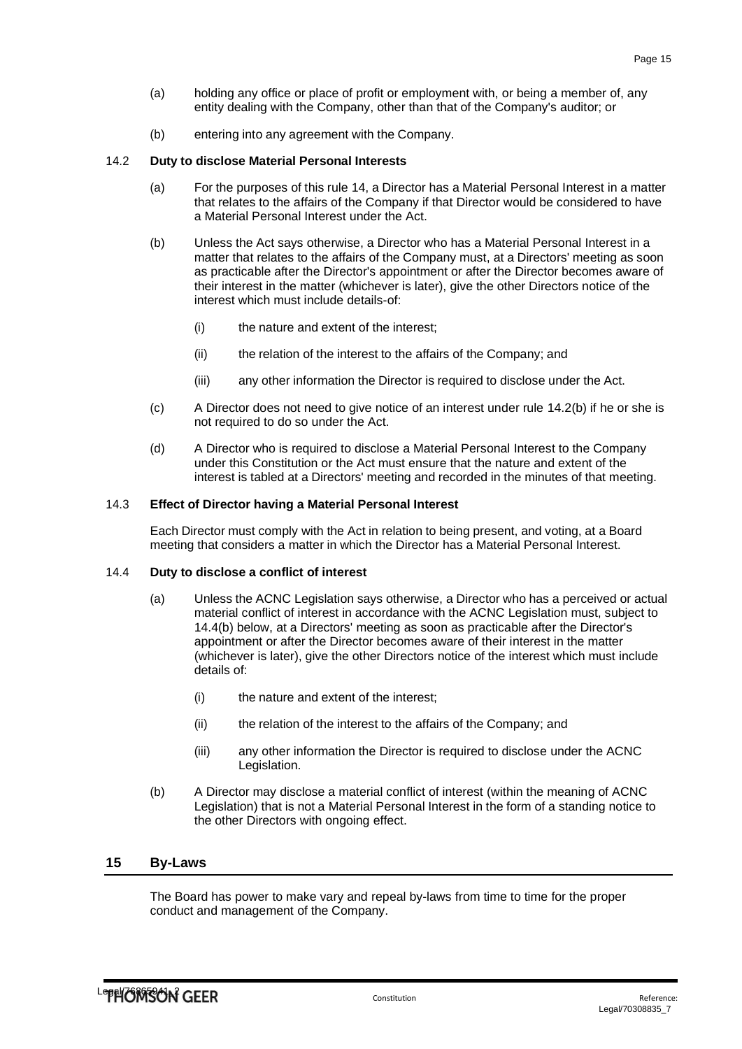(a) holding any office or place of profit or employment with, or being a member of, any entity dealing with the Company, other than that of the Company's auditor; or

(b) entering into any agreement with the Company.

### 14.2 Duty to disclose Material Personal Interests

(a) For the purposes of this rule 14, a Director has a Material Personal Interest in a matter that relates to the affairs of the Company if that Director would be considered to have a Material Personal Interest under the Act.

(b) Unless the Act says otherwise, a Director who has a Material Personal Interest in a matter that relates to the affairs of the Company must, at a Directors' meeting as soon as practicable after the Director's appointment or after the Director becomes aware of their interest in the matter (whichever is later), give the other Directors notice of the interest which must include details-of:

   (i) the nature and extent of the interest;

   (ii) the relation of the interest to the affairs of the Company; and

   (iii) any other information the Director is required to disclose under the Act.

(c) A Director does not need to give notice of an interest under rule 14.2(b) if he or she is not required to do so under the Act.

(d) A Director who is required to disclose a Material Personal Interest to the Company under this Constitution or the Act must ensure that the nature and extent of the interest is tabled at a Directors' meeting and recorded in the minutes of that meeting.

### 14.3 Effect of Director having a Material Personal Interest

Each Director must comply with the Act in relation to being present, and voting, at a Board meeting that considers a matter in which the Director has a Material Personal Interest.

### 14.4 Duty to disclose a conflict of interest

(a) Unless the ACNC Legislation says otherwise, a Director who has a perceived or actual material conflict of interest in accordance with the ACNC Legislation must, subject to 14.4(b) below, at a Directors' meeting as soon as practicable after the Director's appointment or after the Director becomes aware of their interest in the matter (whichever is later), give the other Directors notice of the interest which must include details of:

   (i) the nature and extent of the interest;

   (ii) the relation of the interest to the affairs of the Company; and

   (iii) any other information the Director is required to disclose under the ACNC Legislation.

(b) A Director may disclose a material conflict of interest (within the meaning of ACNC Legislation) that is not a Material Personal Interest in the form of a standing notice to the other Directors with ongoing effect.

## 15 By-Laws

The Board has power to make vary and repeal by-laws from time to time for the proper conduct and management of the Company.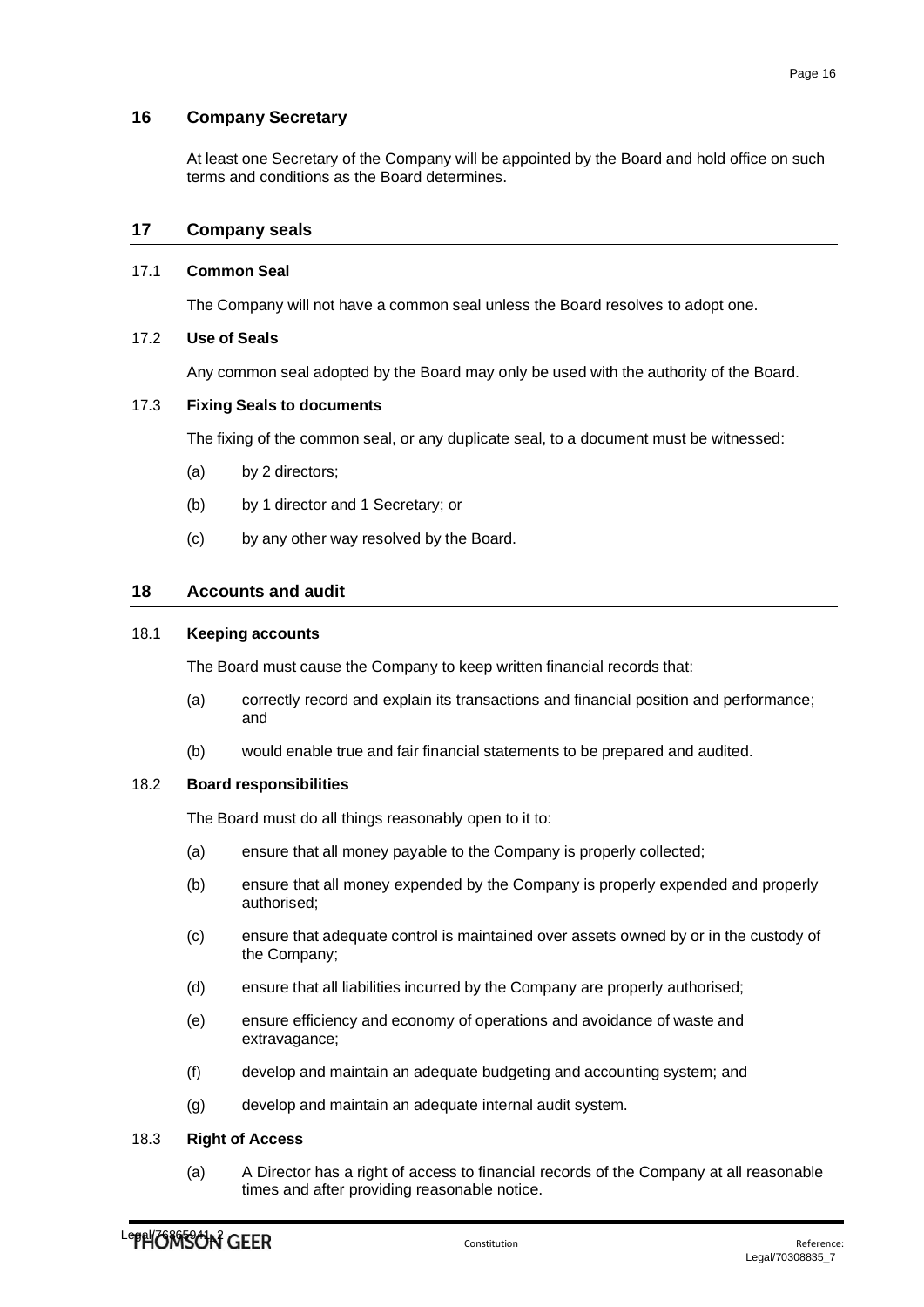## 16 Company Secretary

At least one Secretary of the Company will be appointed by the Board and hold office on such terms and conditions as the Board determines.

## 17 Company seals

### 17.1 Common Seal

The Company will not have a common seal unless the Board resolves to adopt one.

### 17.2 Use of Seals

Any common seal adopted by the Board may only be used with the authority of the Board.

### 17.3 Fixing Seals to documents

The fixing of the common seal, or any duplicate seal, to a document must be witnessed:

(a) by 2 directors;

(b) by 1 director and 1 Secretary; or

(c) by any other way resolved by the Board.

## 18 Accounts and audit

### 18.1 Keeping accounts

The Board must cause the Company to keep written financial records that:

(a) correctly record and explain its transactions and financial position and performance; and

(b) would enable true and fair financial statements to be prepared and audited.

### 18.2 Board responsibilities

The Board must do all things reasonably open to it to:

(a) ensure that all money payable to the Company is properly collected;

(b) ensure that all money expended by the Company is properly expended and properly authorised;

(c) ensure that adequate control is maintained over assets owned by or in the custody of the Company;

(d) ensure that all liabilities incurred by the Company are properly authorised;

(e) ensure efficiency and economy of operations and avoidance of waste and extravagance;

(f) develop and maintain an adequate budgeting and accounting system; and

(g) develop and maintain an adequate internal audit system.

### 18.3 Right of Access

(a) A Director has a right of access to financial records of the Company at all reasonable times and after providing reasonable notice.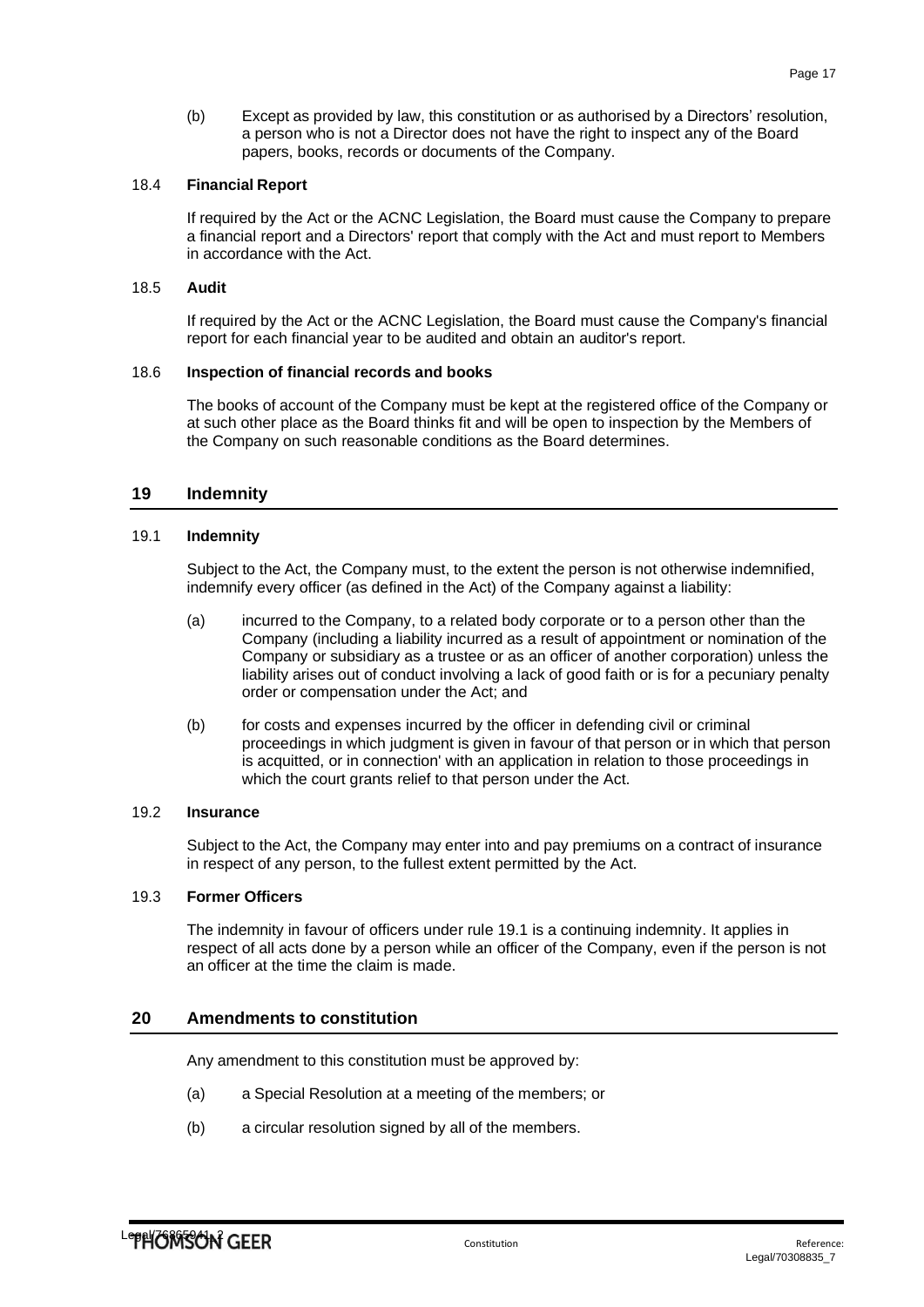(b) Except as provided by law, this constitution or as authorised by a Directors' resolution, a person who is not a Director does not have the right to inspect any of the Board papers, books, records or documents of the Company.

### 18.4 Financial Report

If required by the Act or the ACNC Legislation, the Board must cause the Company to prepare a financial report and a Directors' report that comply with the Act and must report to Members in accordance with the Act.

### 18.5 Audit

If required by the Act or the ACNC Legislation, the Board must cause the Company's financial report for each financial year to be audited and obtain an auditor's report.

### 18.6 Inspection of financial records and books

The books of account of the Company must be kept at the registered office of the Company or at such other place as the Board thinks fit and will be open to inspection by the Members of the Company on such reasonable conditions as the Board determines.

## 19 Indemnity

### 19.1 Indemnity

Subject to the Act, the Company must, to the extent the person is not otherwise indemnified, indemnify every officer (as defined in the Act) of the Company against a liability:

(a) incurred to the Company, to a related body corporate or to a person other than the Company (including a liability incurred as a result of appointment or nomination of the Company or subsidiary as a trustee or as an officer of another corporation) unless the liability arises out of conduct involving a lack of good faith or is for a pecuniary penalty order or compensation under the Act; and

(b) for costs and expenses incurred by the officer in defending civil or criminal proceedings in which judgment is given in favour of that person or in which that person is acquitted, or in connection' with an application in relation to those proceedings in which the court grants relief to that person under the Act.

### 19.2 Insurance

Subject to the Act, the Company may enter into and pay premiums on a contract of insurance in respect of any person, to the fullest extent permitted by the Act.

### 19.3 Former Officers

The indemnity in favour of officers under rule 19.1 is a continuing indemnity. It applies in respect of all acts done by a person while an officer of the Company, even if the person is not an officer at the time the claim is made.

## 20 Amendments to constitution

Any amendment to this constitution must be approved by:

(a) a Special Resolution at a meeting of the members; or

(b) a circular resolution signed by all of the members.